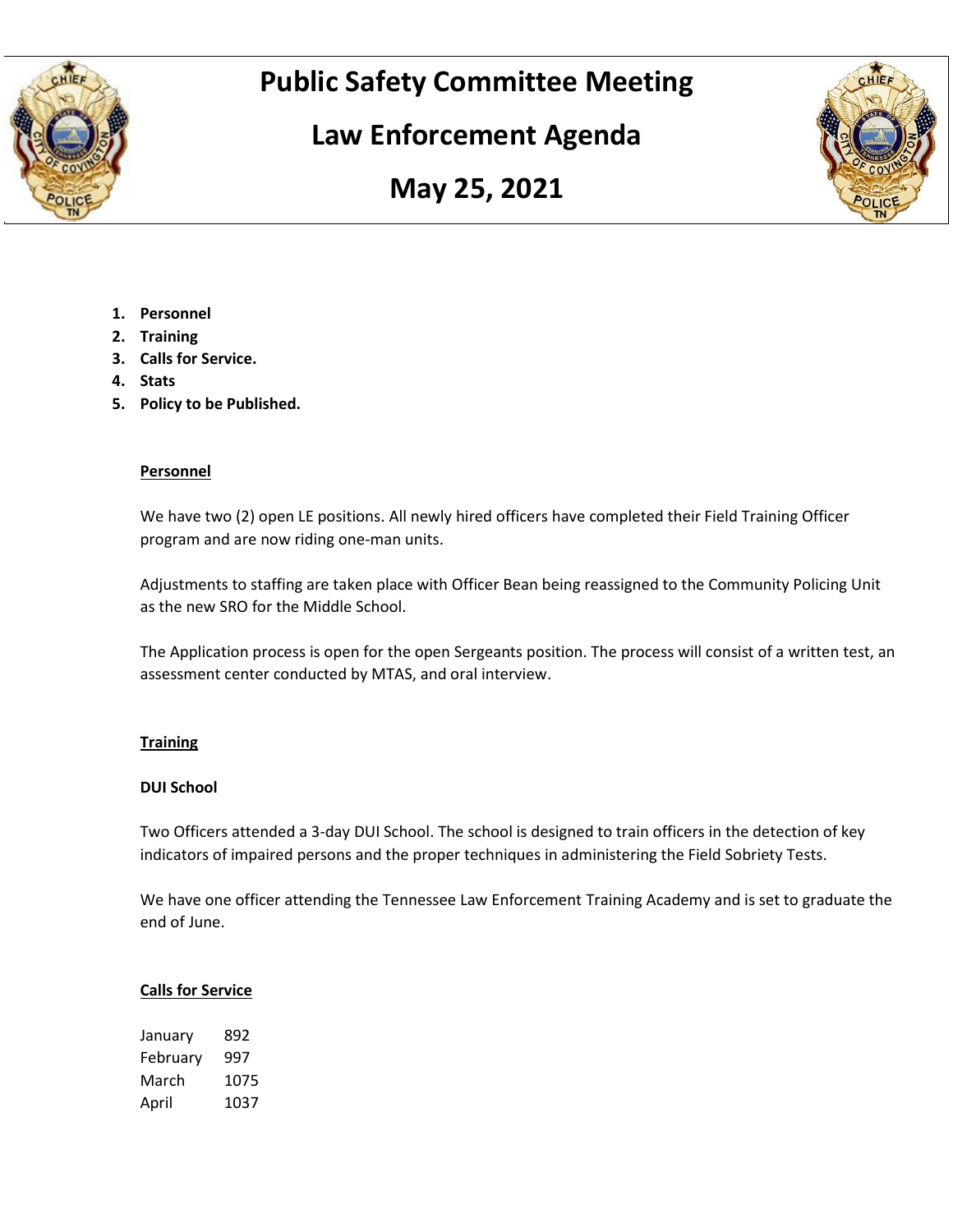# Public Safety Committee Meeting

# Law Enforcement Agenda

# May 25, 2021

1. **Personnel**
2. **Training**
3. **Calls for Service.**
4. **Stats**
5. **Policy to be Published.**

## Personnel

We have two (2) open LE positions. All newly hired officers have completed their Field Training Officer program and are now riding one-man units.

Adjustments to staffing are taken place with Officer Bean being reassigned to the Community Policing Unit as the new SRO for the Middle School.

The Application process is open for the open Sergeants position. The process will consist of a written test, an assessment center conducted by MTAS, and oral interview.

## Training

### DUI School

Two Officers attended a 3-day DUI School. The school is designed to train officers in the detection of key indicators of impaired persons and the proper techniques in administering the Field Sobriety Tests.

We have one officer attending the Tennessee Law Enforcement Training Academy and is set to graduate the end of June.

## Calls for Service

| | |
|---|---|
| January | 892 |
| February | 997 |
| March | 1075 |
| April | 1037 |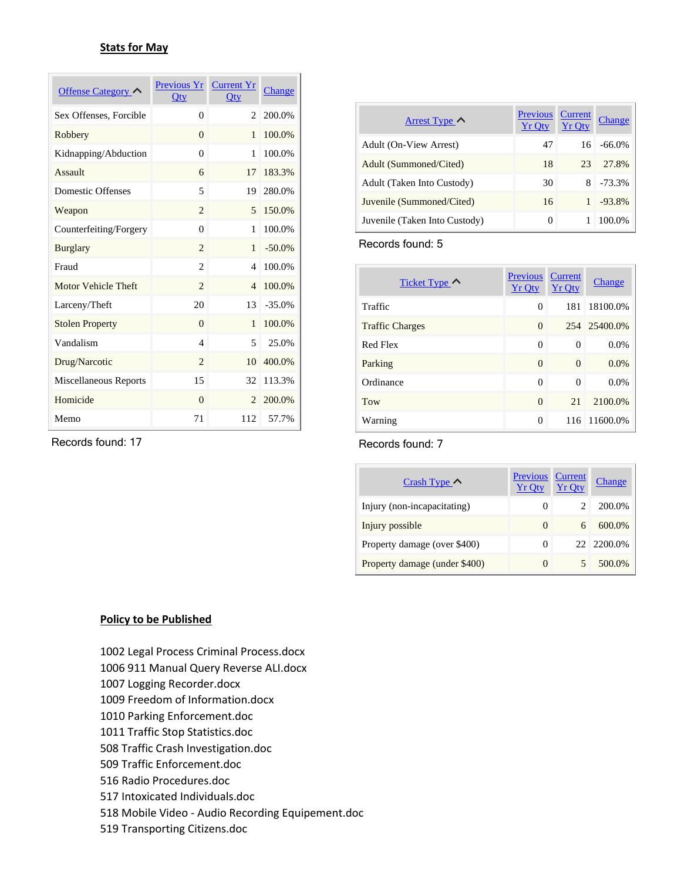## Stats for May

| Offense Category | Previous Yr Qty | Current Yr Qty | Change |
|---|---|---|---|
| Sex Offenses, Forcible | 0 | 2 | 200.0% |
| Robbery | 0 | 1 | 100.0% |
| Kidnapping/Abduction | 0 | 1 | 100.0% |
| Assault | 6 | 17 | 183.3% |
| Domestic Offenses | 5 | 19 | 280.0% |
| Weapon | 2 | 5 | 150.0% |
| Counterfeiting/Forgery | 0 | 1 | 100.0% |
| Burglary | 2 | 1 | -50.0% |
| Fraud | 2 | 4 | 100.0% |
| Motor Vehicle Theft | 2 | 4 | 100.0% |
| Larceny/Theft | 20 | 13 | -35.0% |
| Stolen Property | 0 | 1 | 100.0% |
| Vandalism | 4 | 5 | 25.0% |
| Drug/Narcotic | 2 | 10 | 400.0% |
| Miscellaneous Reports | 15 | 32 | 113.3% |
| Homicide | 0 | 2 | 200.0% |
| Memo | 71 | 112 | 57.7% |

Records found: 17

| Arrest Type | Previous Yr Qty | Current Yr Qty | Change |
|---|---|---|---|
| Adult (On-View Arrest) | 47 | 16 | -66.0% |
| Adult (Summoned/Cited) | 18 | 23 | 27.8% |
| Adult (Taken Into Custody) | 30 | 8 | -73.3% |
| Juvenile (Summoned/Cited) | 16 | 1 | -93.8% |
| Juvenile (Taken Into Custody) | 0 | 1 | 100.0% |

Records found: 5

| Ticket Type | Previous Yr Qty | Current Yr Qty | Change |
|---|---|---|---|
| Traffic | 0 | 181 | 18100.0% |
| Traffic Charges | 0 | 254 | 25400.0% |
| Red Flex | 0 | 0 | 0.0% |
| Parking | 0 | 0 | 0.0% |
| Ordinance | 0 | 0 | 0.0% |
| Tow | 0 | 21 | 2100.0% |
| Warning | 0 | 116 | 11600.0% |

Records found: 7

| Crash Type | Previous Yr Qty | Current Yr Qty | Change |
|---|---|---|---|
| Injury (non-incapacitating) | 0 | 2 | 200.0% |
| Injury possible | 0 | 6 | 600.0% |
| Property damage (over $400) | 0 | 22 | 2200.0% |
| Property damage (under $400) | 0 | 5 | 500.0% |

## Policy to be Published

1002 Legal Process Criminal Process.docx
1006 911 Manual Query Reverse ALI.docx
1007 Logging Recorder.docx
1009 Freedom of Information.docx
1010 Parking Enforcement.doc
1011 Traffic Stop Statistics.doc
508 Traffic Crash Investigation.doc
509 Traffic Enforcement.doc
516 Radio Procedures.doc
517 Intoxicated Individuals.doc
518 Mobile Video - Audio Recording Equipement.doc
519 Transporting Citizens.doc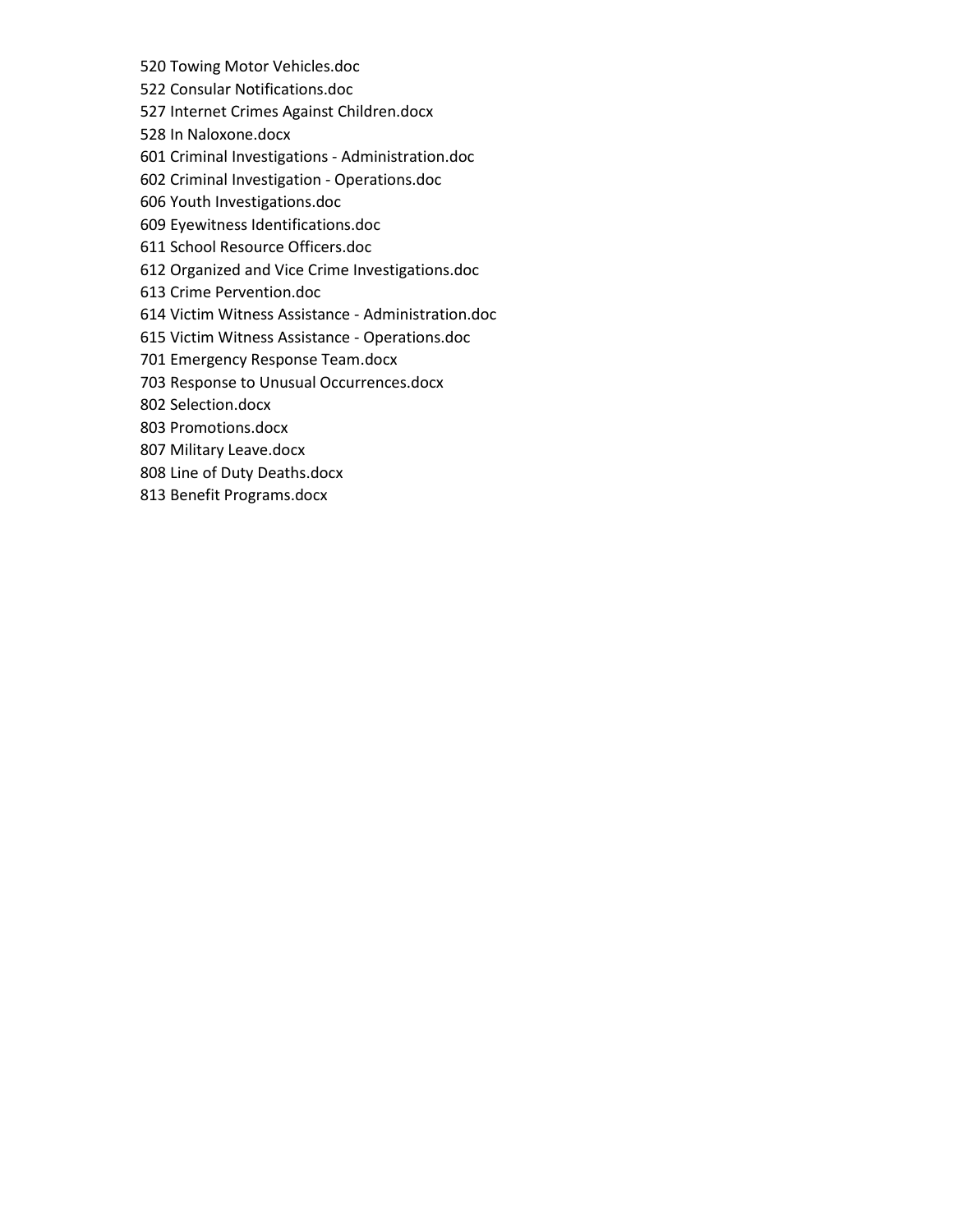520 Towing Motor Vehicles.doc
522 Consular Notifications.doc
527 Internet Crimes Against Children.docx
528 In Naloxone.docx
601 Criminal Investigations - Administration.doc
602 Criminal Investigation - Operations.doc
606 Youth Investigations.doc
609 Eyewitness Identifications.doc
611 School Resource Officers.doc
612 Organized and Vice Crime Investigations.doc
613 Crime Pervention.doc
614 Victim Witness Assistance - Administration.doc
615 Victim Witness Assistance - Operations.doc
701 Emergency Response Team.docx
703 Response to Unusual Occurrences.docx
802 Selection.docx
803 Promotions.docx
807 Military Leave.docx
808 Line of Duty Deaths.docx
813 Benefit Programs.docx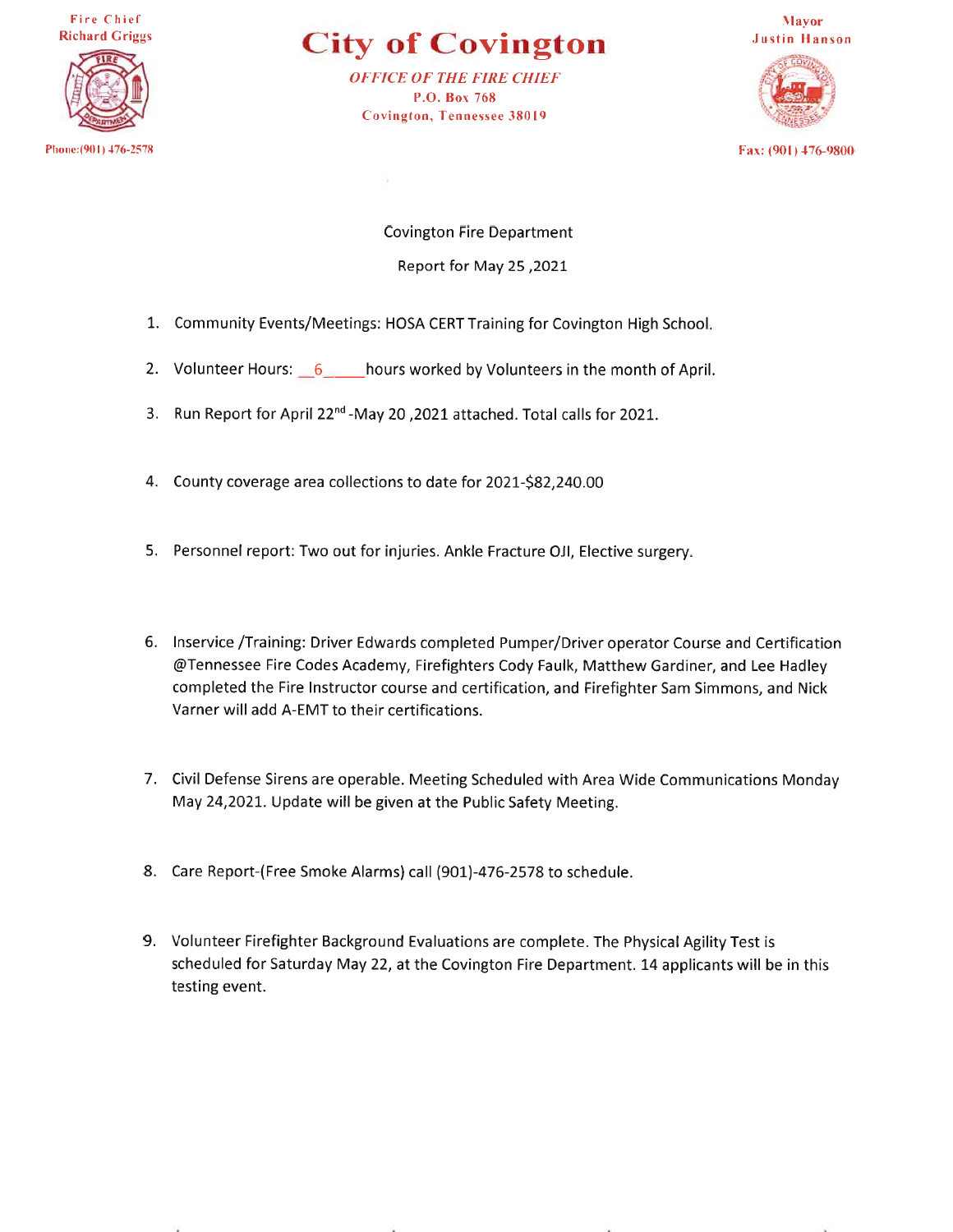Fire Chief
Richard Griggs

Phone:(901) 476-2578

# City of Covington

*OFFICE OF THE FIRE CHIEF*
P.O. Box 768
Covington, Tennessee 38019

Mayor
Justin Hanson

Fax: (901) 476-9800

Covington Fire Department

Report for May 25 ,2021

1. Community Events/Meetings: HOSA CERT Training for Covington High School.
2. Volunteer Hours: __6_____hours worked by Volunteers in the month of April.
3. Run Report for April 22nd -May 20 ,2021 attached. Total calls for 2021.
4. County coverage area collections to date for 2021-$82,240.00
5. Personnel report: Two out for injuries. Ankle Fracture OJI, Elective surgery.
6. Inservice /Training: Driver Edwards completed Pumper/Driver operator Course and Certification @Tennessee Fire Codes Academy, Firefighters Cody Faulk, Matthew Gardiner, and Lee Hadley completed the Fire Instructor course and certification, and Firefighter Sam Simmons, and Nick Varner will add A-EMT to their certifications.
7. Civil Defense Sirens are operable. Meeting Scheduled with Area Wide Communications Monday May 24,2021. Update will be given at the Public Safety Meeting.
8. Care Report-(Free Smoke Alarms) call (901)-476-2578 to schedule.
9. Volunteer Firefighter Background Evaluations are complete. The Physical Agility Test is scheduled for Saturday May 22, at the Covington Fire Department. 14 applicants will be in this testing event.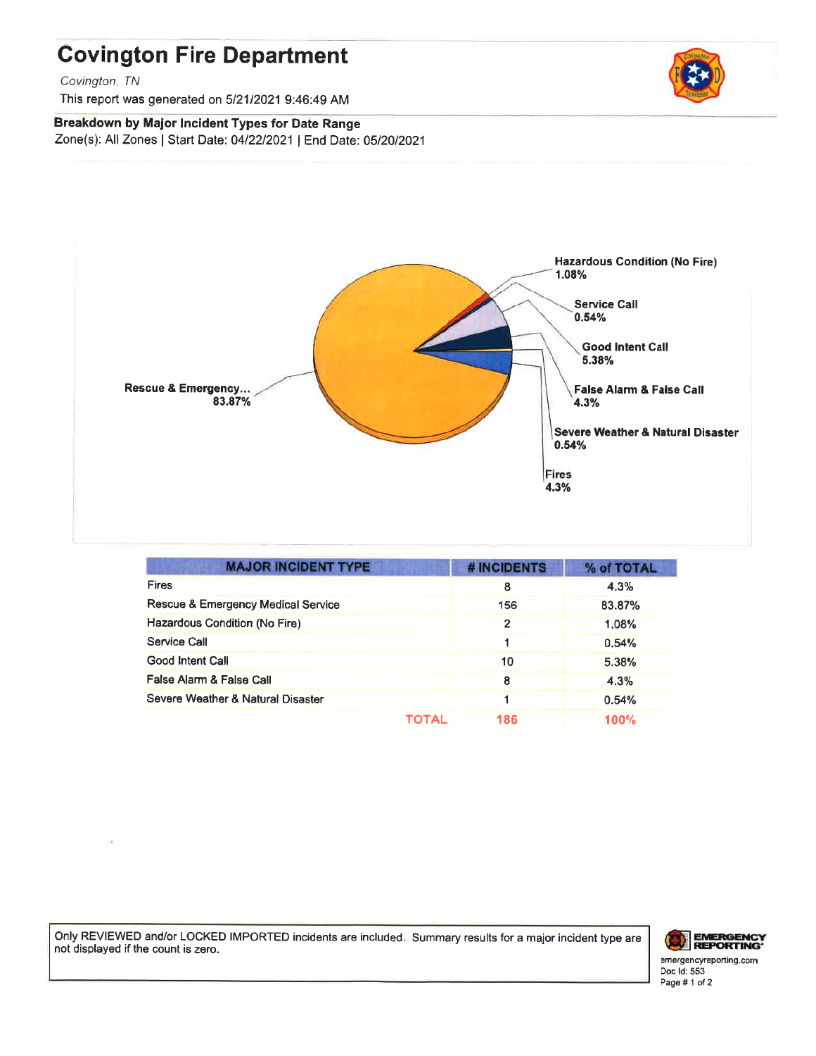# Covington Fire Department

*Covington, TN*

This report was generated on 5/21/2021 9:46:49 AM

**Breakdown by Major Incident Types for Date Range**

Zone(s): All Zones | Start Date: 04/22/2021 | End Date: 05/20/2021

**Hazardous Condition (No Fire)** 1.08%

**Service Call** 0.54%

**Good Intent Call** 5.38%

**False Alarm & False Call** 4.3%

**Severe Weather & Natural Disaster** 0.54%

**Fires** 4.3%

**Rescue & Emergency...** 83.87%

| MAJOR INCIDENT TYPE | # INCIDENTS | % of TOTAL |
|---|---|---|
| Fires | 8 | 4.3% |
| Rescue & Emergency Medical Service | 156 | 83.87% |
| Hazardous Condition (No Fire) | 2 | 1.08% |
| Service Call | 1 | 0.54% |
| Good Intent Call | 10 | 5.38% |
| False Alarm & False Call | 8 | 4.3% |
| Severe Weather & Natural Disaster | 1 | 0.54% |
| TOTAL | 186 | 100% |

Only REVIEWED and/or LOCKED IMPORTED incidents are included. Summary results for a major incident type are not displayed if the count is zero.

emergencyreporting.com
Doc Id: 553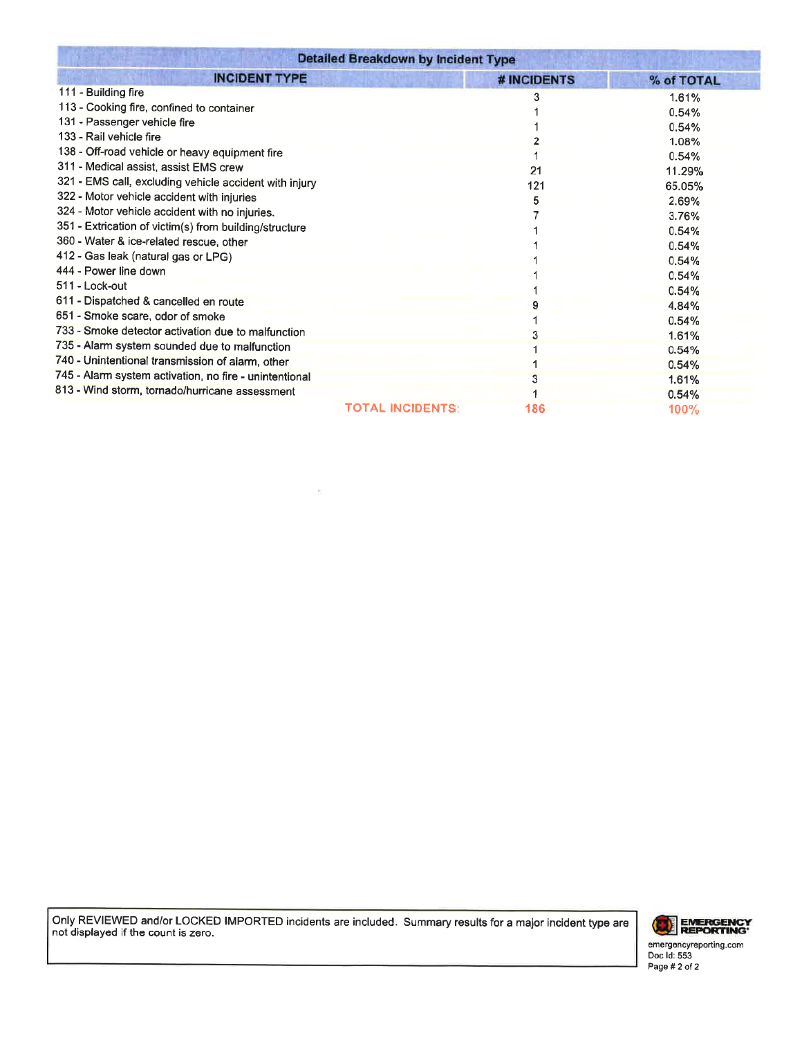## Detailed Breakdown by Incident Type

| INCIDENT TYPE | # INCIDENTS | % of TOTAL |
|---|---|---|
| 111 - Building fire | 3 | 1.61% |
| 113 - Cooking fire, confined to container | 1 | 0.54% |
| 131 - Passenger vehicle fire | 1 | 0.54% |
| 133 - Rail vehicle fire | 2 | 1.08% |
| 138 - Off-road vehicle or heavy equipment fire | 1 | 0.54% |
| 311 - Medical assist, assist EMS crew | 21 | 11.29% |
| 321 - EMS call, excluding vehicle accident with injury | 121 | 65.05% |
| 322 - Motor vehicle accident with injuries | 5 | 2.69% |
| 324 - Motor vehicle accident with no injuries. | 7 | 3.76% |
| 351 - Extrication of victim(s) from building/structure | 1 | 0.54% |
| 360 - Water & ice-related rescue, other | 1 | 0.54% |
| 412 - Gas leak (natural gas or LPG) | 1 | 0.54% |
| 444 - Power line down | 1 | 0.54% |
| 511 - Lock-out | 1 | 0.54% |
| 611 - Dispatched & cancelled en route | 9 | 4.84% |
| 651 - Smoke scare, odor of smoke | 1 | 0.54% |
| 733 - Smoke detector activation due to malfunction | 3 | 1.61% |
| 735 - Alarm system sounded due to malfunction | 1 | 0.54% |
| 740 - Unintentional transmission of alarm, other | 1 | 0.54% |
| 745 - Alarm system activation, no fire - unintentional | 3 | 1.61% |
| 813 - Wind storm, tornado/hurricane assessment | 1 | 0.54% |
| **TOTAL INCIDENTS:** | **186** | **100%** |

Only REVIEWED and/or LOCKED IMPORTED incidents are included. Summary results for a major incident type are not displayed if the count is zero.

EMERGENCY REPORTING
emergencyreporting.com
Doc Id: 553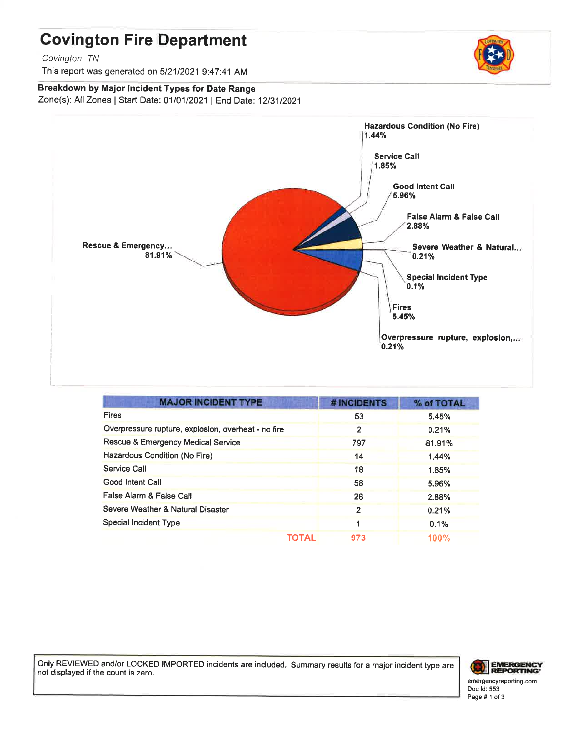# Covington Fire Department

*Covington, TN*

This report was generated on 5/21/2021 9:47:41 AM

**Breakdown by Major Incident Types for Date Range**

Zone(s): All Zones | Start Date: 01/01/2021 | End Date: 12/31/2021

| MAJOR INCIDENT TYPE | # INCIDENTS | % of TOTAL |
|---|---|---|
| Fires | 53 | 5.45% |
| Overpressure rupture, explosion, overheat - no fire | 2 | 0.21% |
| Rescue & Emergency Medical Service | 797 | 81.91% |
| Hazardous Condition (No Fire) | 14 | 1.44% |
| Service Call | 18 | 1.85% |
| Good Intent Call | 58 | 5.96% |
| False Alarm & False Call | 28 | 2.88% |
| Severe Weather & Natural Disaster | 2 | 0.21% |
| Special Incident Type | 1 | 0.1% |
| **TOTAL** | **973** | **100%** |

Only REVIEWED and/or LOCKED IMPORTED incidents are included. Summary results for a major incident type are not displayed if the count is zero.

emergencyreporting.com
Doc Id: 553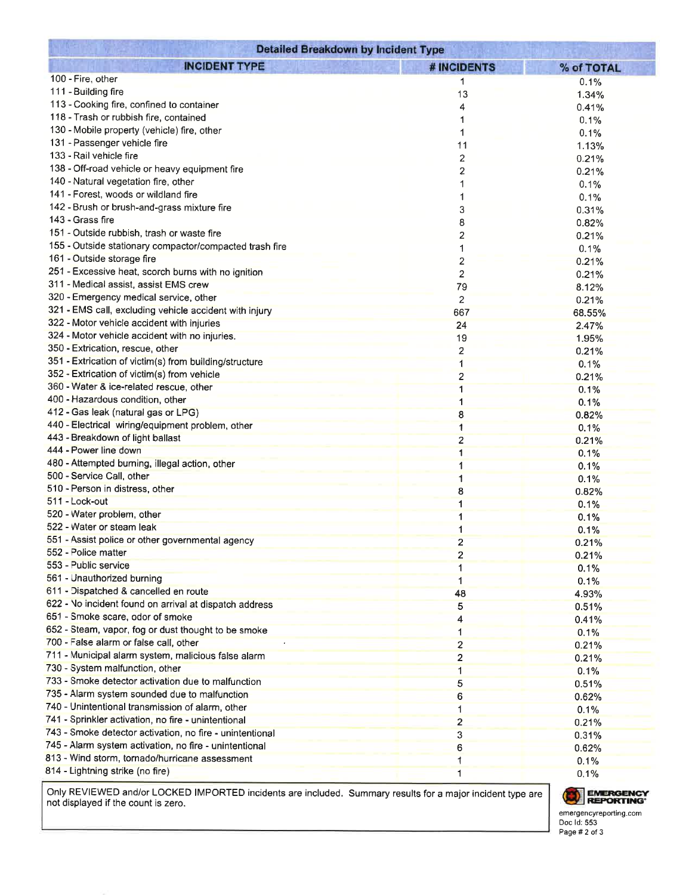| Detailed Breakdown by Incident Type | | |
|---|---|---|
| **INCIDENT TYPE** | **# INCIDENTS** | **% of TOTAL** |
| 100 - Fire, other | 1 | 0.1% |
| 111 - Building fire | 13 | 1.34% |
| 113 - Cooking fire, confined to container | 4 | 0.41% |
| 118 - Trash or rubbish fire, contained | 1 | 0.1% |
| 130 - Mobile property (vehicle) fire, other | 1 | 0.1% |
| 131 - Passenger vehicle fire | 11 | 1.13% |
| 133 - Rail vehicle fire | 2 | 0.21% |
| 138 - Off-road vehicle or heavy equipment fire | 2 | 0.21% |
| 140 - Natural vegetation fire, other | 1 | 0.1% |
| 141 - Forest, woods or wildland fire | 1 | 0.1% |
| 142 - Brush or brush-and-grass mixture fire | 3 | 0.31% |
| 143 - Grass fire | 8 | 0.82% |
| 151 - Outside rubbish, trash or waste fire | 2 | 0.21% |
| 155 - Outside stationary compactor/compacted trash fire | 1 | 0.1% |
| 161 - Outside storage fire | 2 | 0.21% |
| 251 - Excessive heat, scorch burns with no ignition | 2 | 0.21% |
| 311 - Medical assist, assist EMS crew | 79 | 8.12% |
| 320 - Emergency medical service, other | 2 | 0.21% |
| 321 - EMS call, excluding vehicle accident with injury | 667 | 68.55% |
| 322 - Motor vehicle accident with injuries | 24 | 2.47% |
| 324 - Motor vehicle accident with no injuries. | 19 | 1.95% |
| 350 - Extrication, rescue, other | 2 | 0.21% |
| 351 - Extrication of victim(s) from building/structure | 1 | 0.1% |
| 352 - Extrication of victim(s) from vehicle | 2 | 0.21% |
| 360 - Water & ice-related rescue, other | 1 | 0.1% |
| 400 - Hazardous condition, other | 1 | 0.1% |
| 412 - Gas leak (natural gas or LPG) | 8 | 0.82% |
| 440 - Electrical wiring/equipment problem, other | 1 | 0.1% |
| 443 - Breakdown of light ballast | 2 | 0.21% |
| 444 - Power line down | 1 | 0.1% |
| 480 - Attempted burning, illegal action, other | 1 | 0.1% |
| 500 - Service Call, other | 1 | 0.1% |
| 510 - Person in distress, other | 8 | 0.82% |
| 511 - Lock-out | 1 | 0.1% |
| 520 - Water problem, other | 1 | 0.1% |
| 522 - Water or steam leak | 1 | 0.1% |
| 551 - Assist police or other governmental agency | 2 | 0.21% |
| 552 - Police matter | 2 | 0.21% |
| 553 - Public service | 1 | 0.1% |
| 561 - Unauthorized burning | 1 | 0.1% |
| 611 - Dispatched & cancelled en route | 48 | 4.93% |
| 622 - No incident found on arrival at dispatch address | 5 | 0.51% |
| 651 - Smoke scare, odor of smoke | 4 | 0.41% |
| 652 - Steam, vapor, fog or dust thought to be smoke | 1 | 0.1% |
| 700 - False alarm or false call, other | 2 | 0.21% |
| 711 - Municipal alarm system, malicious false alarm | 2 | 0.21% |
| 730 - System malfunction, other | 1 | 0.1% |
| 733 - Smoke detector activation due to malfunction | 5 | 0.51% |
| 735 - Alarm system sounded due to malfunction | 6 | 0.62% |
| 740 - Unintentional transmission of alarm, other | 1 | 0.1% |
| 741 - Sprinkler activation, no fire - unintentional | 2 | 0.21% |
| 743 - Smoke detector activation, no fire - unintentional | 3 | 0.31% |
| 745 - Alarm system activation, no fire - unintentional | 6 | 0.62% |
| 813 - Wind storm, tornado/hurricane assessment | 1 | 0.1% |
| 814 - Lightning strike (no fire) | 1 | 0.1% |

Only REVIEWED and/or LOCKED IMPORTED incidents are included. Summary results for a major incident type are not displayed if the count is zero.

EMERGENCY REPORTING
emergencyreporting.com
Doc Id: 553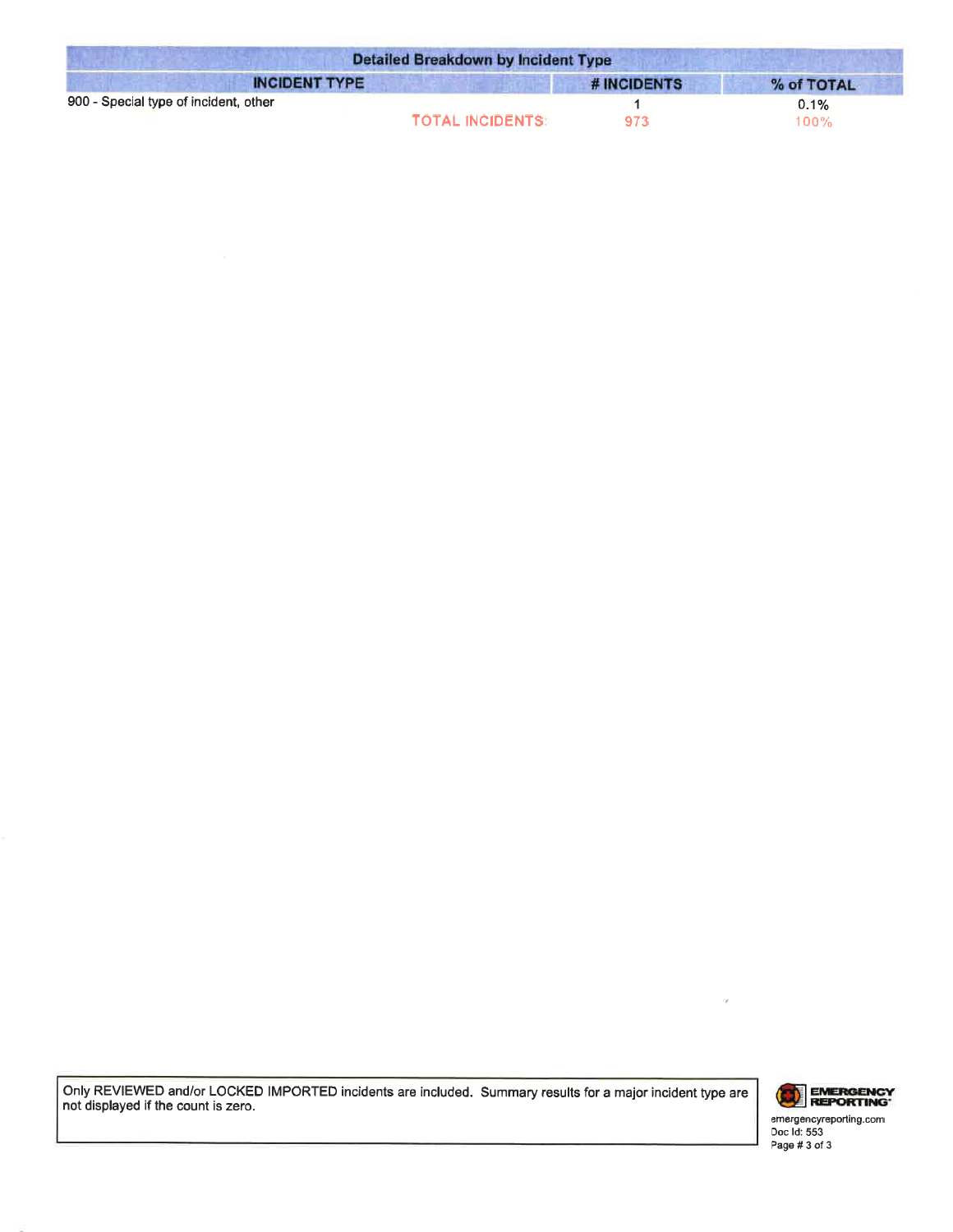| Detailed Breakdown by Incident Type | | |
|---|---|---|
| **INCIDENT TYPE** | **# INCIDENTS** | **% of TOTAL** |
| 900 - Special type of incident, other | 1 | 0.1% |
| TOTAL INCIDENTS: | 973 | 100% |

Only REVIEWED and/or LOCKED IMPORTED incidents are included. Summary results for a major incident type are not displayed if the count is zero.

EMERGENCY REPORTING
emergencyreporting.com
Doc Id: 553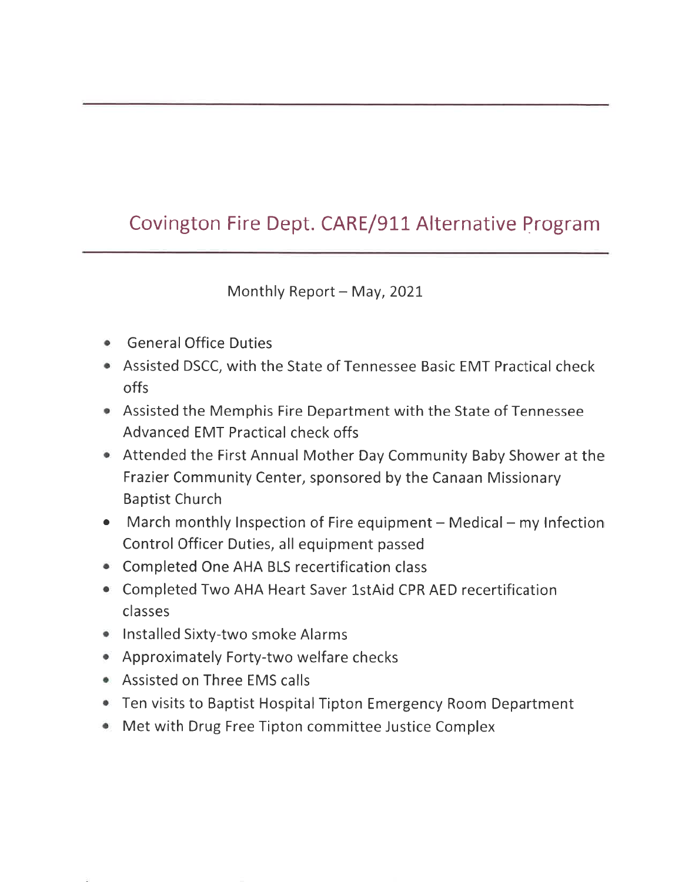# Covington Fire Dept. CARE/911 Alternative Program

Monthly Report – May, 2021

- General Office Duties
- Assisted DSCC, with the State of Tennessee Basic EMT Practical check offs
- Assisted the Memphis Fire Department with the State of Tennessee Advanced EMT Practical check offs
- Attended the First Annual Mother Day Community Baby Shower at the Frazier Community Center, sponsored by the Canaan Missionary Baptist Church
- March monthly Inspection of Fire equipment – Medical – my Infection Control Officer Duties, all equipment passed
- Completed One AHA BLS recertification class
- Completed Two AHA Heart Saver 1stAid CPR AED recertification classes
- Installed Sixty-two smoke Alarms
- Approximately Forty-two welfare checks
- Assisted on Three EMS calls
- Ten visits to Baptist Hospital Tipton Emergency Room Department
- Met with Drug Free Tipton committee Justice Complex